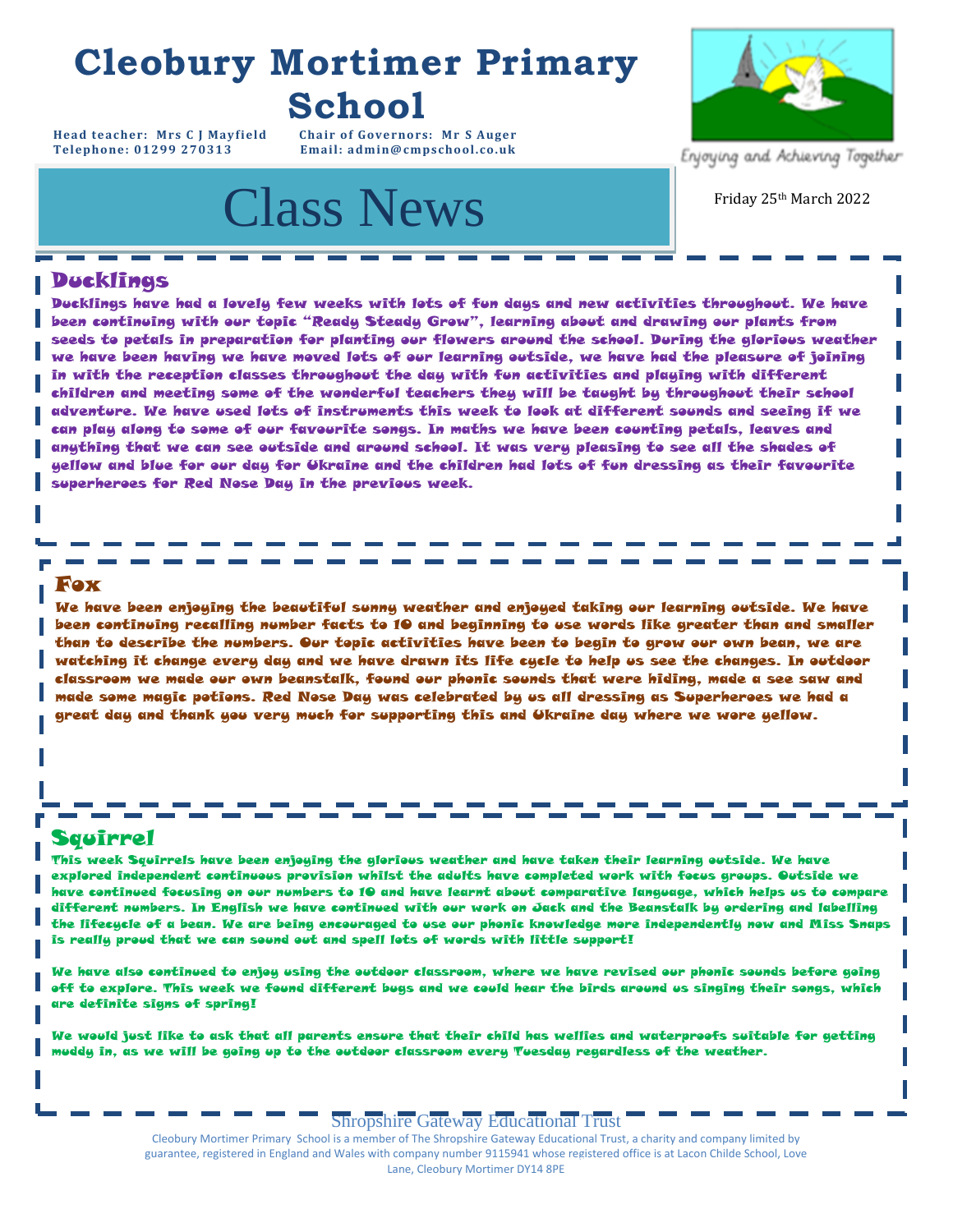# Cleobury Mortimer Primary School

**Head teacher:** Mrs C J Mayfield  **Chair of Governors:** Mr S Auger
**Telephone:** 01299 270313  **Email:** admin@cmpschool.co.uk

Enjoying and Achieving Together

# Class News

Friday 25th March 2022

## Ducklings

Ducklings have had a lovely few weeks with lots of fun days and new activities throughout. We have been continuing with our topic "Ready Steady Grow", learning about and drawing our plants from seeds to petals in preparation for planting our flowers around the school. During the glorious weather we have been having we have moved lots of our learning outside, we have had the pleasure of joining in with the reception classes throughout the day with fun activities and playing with different children and meeting some of the wonderful teachers they will be taught by throughout their school adventure. We have used lots of instruments this week to look at different sounds and seeing if we can play along to some of our favourite songs. In maths we have been counting petals, leaves and anything that we can see outside and around school. It was very pleasing to see all the shades of yellow and blue for our day for Ukraine and the children had lots of fun dressing as their favourite superheroes for Red Nose Day in the previous week.

## Fox

We have been enjoying the beautiful sunny weather and enjoyed taking our learning outside. We have been continuing recalling number facts to 10 and beginning to use words like greater than and smaller than to describe the numbers. Our topic activities have been to begin to grow our own bean, we are watching it change every day and we have drawn its life cycle to help us see the changes. In outdoor classroom we made our own beanstalk, found our phonic sounds that were hiding, made a see saw and made some magic potions. Red Nose Day was celebrated by us all dressing as Superheroes we had a great day and thank you very much for supporting this and Ukraine day where we wore yellow.

## Squirrel

This week Squirrels have been enjoying the glorious weather and have taken their learning outside. We have explored independent continuous provision whilst the adults have completed work with focus groups. Outside we have continued focusing on our numbers to 10 and have learnt about comparative language, which helps us to compare different numbers. In English we have continued with our work on Jack and the Beanstalk by ordering and labelling the lifecycle of a bean. We are being encouraged to use our phonic knowledge more independently now and Miss Snaps is really proud that we can sound out and spell lots of words with little support!

We have also continued to enjoy using the outdoor classroom, where we have revised our phonic sounds before going off to explore. This week we found different bugs and we could hear the birds around us singing their songs, which are definite signs of spring!

We would just like to ask that all parents ensure that their child has wellies and waterproofs suitable for getting muddy in, as we will be going up to the outdoor classroom every Tuesday regardless of the weather.

Shropshire Gateway Educational Trust

Cleobury Mortimer Primary School is a member of The Shropshire Gateway Educational Trust, a charity and company limited by guarantee, registered in England and Wales with company number 9115941 whose registered office is at Lacon Childe School, Love Lane, Cleobury Mortimer DY14 8PE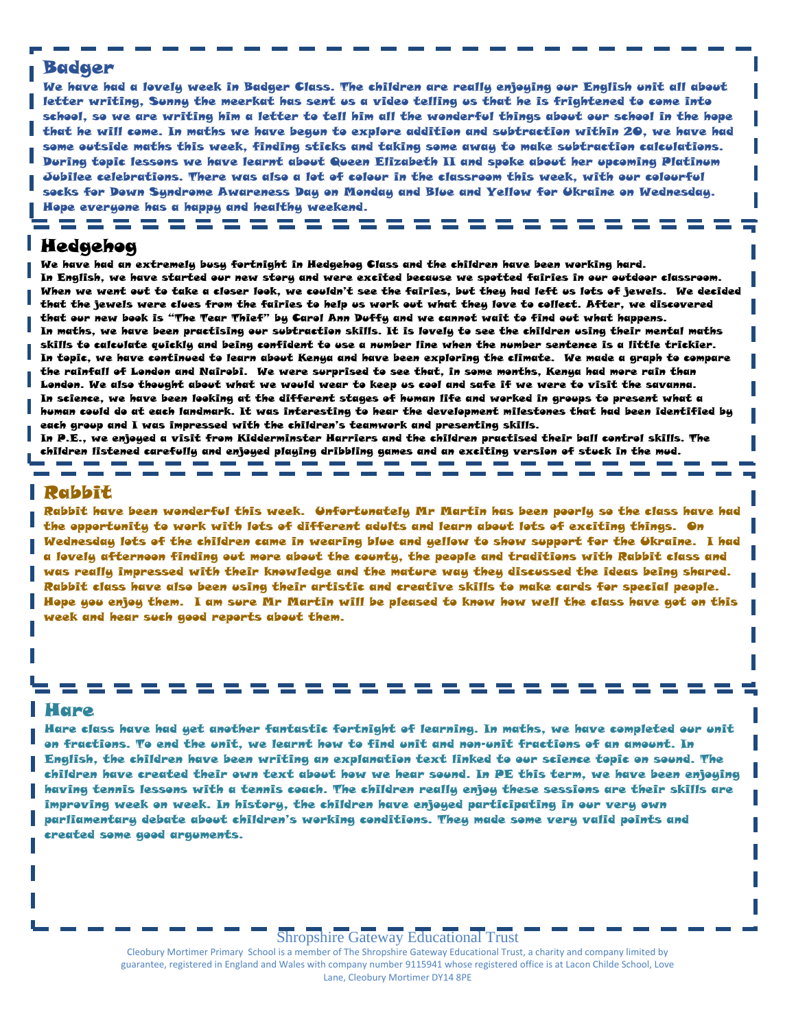## Badger

We have had a lovely week in Badger Class. The children are really enjoying our English unit all about letter writing, Sunny the meerkat has sent us a video telling us that he is frightened to come into school, so we are writing him a letter to tell him all the wonderful things about our school in the hope that he will come. In maths we have begun to explore addition and subtraction within 20, we have had some outside maths this week, finding sticks and taking some away to make subtraction calculations. During topic lessons we have learnt about Queen Elizabeth II and spoke about her upcoming Platinum Jubilee celebrations. There was also a lot of colour in the classroom this week, with our colourful socks for Down Syndrome Awareness Day on Monday and Blue and Yellow for Ukraine on Wednesday. Hope everyone has a happy and healthy weekend.

## Hedgehog

We have had an extremely busy fortnight in Hedgehog Class and the children have been working hard.

In English, we have started our new story and were excited because we spotted fairies in our outdoor classroom. When we went out to take a closer look, we couldn't see the fairies, but they had left us lots of jewels. We decided that the jewels were clues from the fairies to help us work out what they love to collect. After, we discovered that our new book is "The Tear Thief" by Carol Ann Duffy and we cannot wait to find out what happens.

In maths, we have been practising our subtraction skills. It is lovely to see the children using their mental maths skills to calculate quickly and being confident to use a number line when the number sentence is a little trickier.

In topic, we have continued to learn about Kenya and have been exploring the climate. We made a graph to compare the rainfall of London and Nairobi. We were surprised to see that, in some months, Kenya had more rain than London. We also thought about what we would wear to keep us cool and safe if we were to visit the savanna.

In science, we have been looking at the different stages of human life and worked in groups to present what a human could do at each landmark. It was interesting to hear the development milestones that had been identified by each group and I was impressed with the children's teamwork and presenting skills.

In P.E., we enjoyed a visit from Kidderminster Harriers and the children practised their ball control skills. The children listened carefully and enjoyed playing dribbling games and an exciting version of stuck in the mud.

## Rabbit

Rabbit have been wonderful this week. Unfortunately Mr Martin has been poorly so the class have had the opportunity to work with lots of different adults and learn about lots of exciting things. On Wednesday lots of the children came in wearing blue and yellow to show support for the Ukraine. I had a lovely afternoon finding out more about the county, the people and traditions with Rabbit class and was really impressed with their knowledge and the mature way they discussed the ideas being shared. Rabbit class have also been using their artistic and creative skills to make cards for special people. Hope you enjoy them. I am sure Mr Martin will be pleased to know how well the class have got on this week and hear such good reports about them.

## Hare

Hare class have had yet another fantastic fortnight of learning. In maths, we have completed our unit on fractions. To end the unit, we learnt how to find unit and non-unit fractions of an amount. In English, the children have been writing an explanation text linked to our science topic on sound. The children have created their own text about how we hear sound. In PE this term, we have been enjoying having tennis lessons with a tennis coach. The children really enjoy these sessions are their skills are improving week on week. In history, the children have enjoyed participating in our very own parliamentary debate about children's working conditions. They made some very valid points and created some good arguments.

Shropshire Gateway Educational Trust

Cleobury Mortimer Primary School is a member of The Shropshire Gateway Educational Trust, a charity and company limited by guarantee, registered in England and Wales with company number 9115941 whose registered office is at Lacon Childe School, Love Lane, Cleobury Mortimer DY14 8PE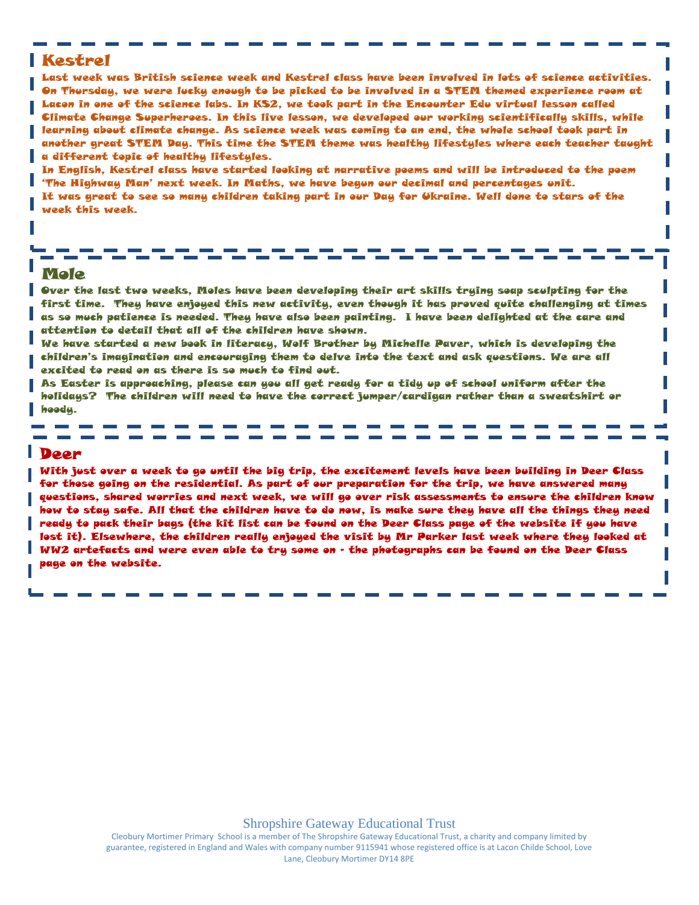## Kestrel

Last week was British science week and Kestrel class have been involved in lots of science activities. On Thursday, we were lucky enough to be picked to be involved in a STEM themed experience room at Lacon in one of the science labs. In KS2, we took part in the Encounter Edu virtual lesson called Climate Change Superheroes. In this live lesson, we developed our working scientifically skills, while learning about climate change. As science week was coming to an end, the whole school took part in another great STEM Day. This time the STEM theme was healthy lifestyles where each teacher taught a different topic of healthy lifestyles.

In English, Kestrel class have started looking at narrative poems and will be introduced to the poem 'The Highway Man' next week. In Maths, we have begun our decimal and percentages unit.

It was great to see so many children taking part in our Day for Ukraine. Well done to stars of the week this week.

## Mole

Over the last two weeks, Moles have been developing their art skills trying soap sculpting for the first time. They have enjoyed this new activity, even though it has proved quite challenging at times as so much patience is needed. They have also been painting. I have been delighted at the care and attention to detail that all of the children have shown.

We have started a new book in literacy, Wolf Brother by Michelle Paver, which is developing the children's imagination and encouraging them to delve into the text and ask questions. We are all excited to read on as there is so much to find out.

As Easter is approaching, please can you all get ready for a tidy up of school uniform after the holidays? The children will need to have the correct jumper/cardigan rather than a sweatshirt or hoody.

## Deer

With just over a week to go until the big trip, the excitement levels have been building in Deer Class for those going on the residential. As part of our preparation for the trip, we have answered many questions, shared worries and next week, we will go over risk assessments to ensure the children know how to stay safe. All that the children have to do now, is make sure they have all the things they need ready to pack their bags (the kit list can be found on the Deer Class page of the website if you have lost it). Elsewhere, the children really enjoyed the visit by Mr Parker last week where they looked at WW2 artefacts and were even able to try some on - the photographs can be found on the Deer Class page on the website.

Shropshire Gateway Educational Trust

Cleobury Mortimer Primary School is a member of The Shropshire Gateway Educational Trust, a charity and company limited by guarantee, registered in England and Wales with company number 9115941 whose registered office is at Lacon Childe School, Love Lane, Cleobury Mortimer DY14 8PE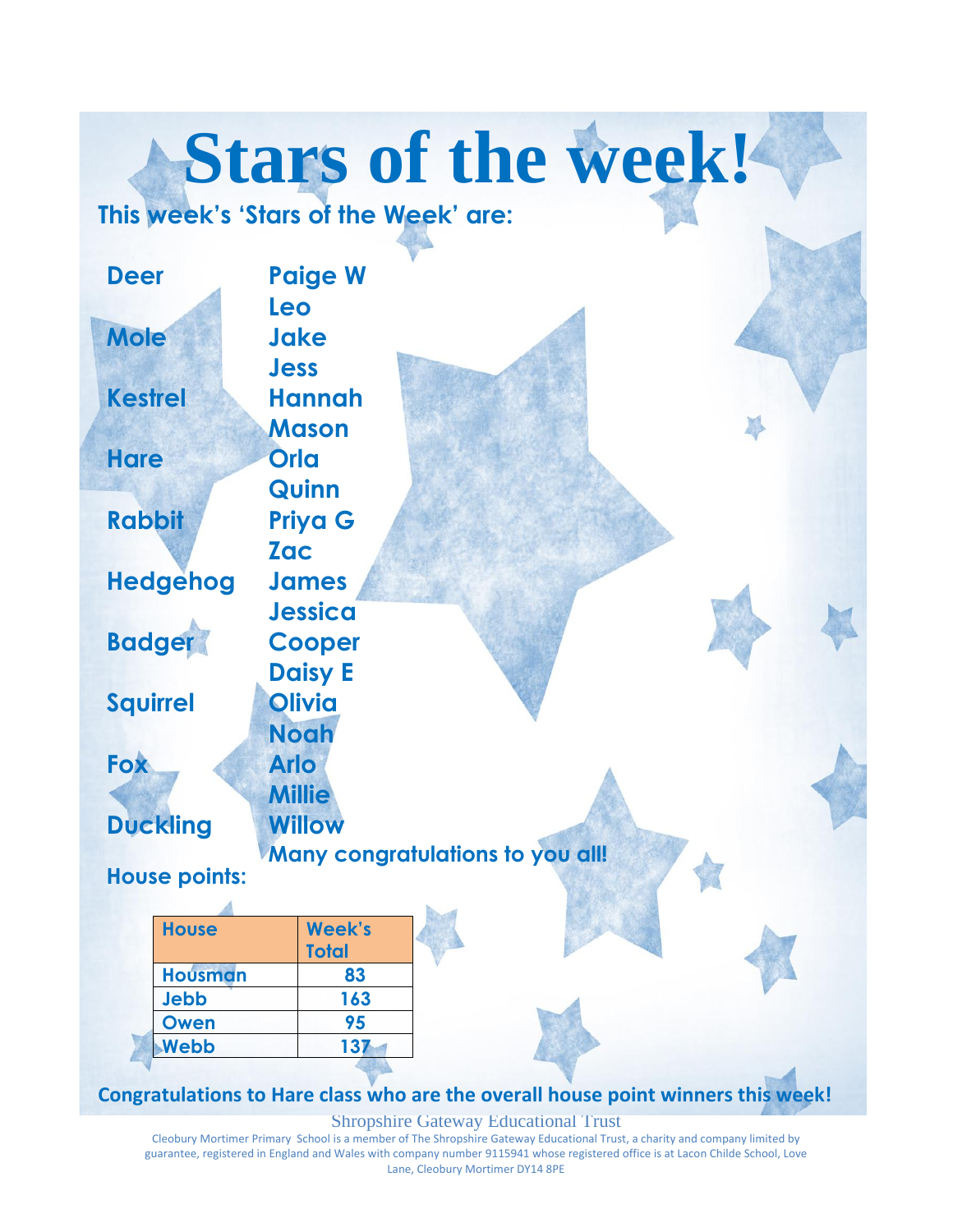# Stars of the week!

**This week's 'Stars of the Week' are:**

| | |
|---|---|
| **Deer** | **Paige W** |
| | **Leo** |
| **Mole** | **Jake** |
| | **Jess** |
| **Kestrel** | **Hannah** |
| | **Mason** |
| **Hare** | **Orla** |
| | **Quinn** |
| **Rabbit** | **Priya G** |
| | **Zac** |
| **Hedgehog** | **James** |
| | **Jessica** |
| **Badger** | **Cooper** |
| | **Daisy E** |
| **Squirrel** | **Olivia** |
| | **Noah** |
| **Fox** | **Arlo** |
| | **Millie** |
| **Duckling** | **Willow** |

**Many congratulations to you all!**

**House points:**

| House | Week's Total |
|---|---|
| Housman | 83 |
| Jebb | 163 |
| Owen | 95 |
| Webb | 137 |

**Congratulations to Hare class who are the overall house point winners this week!**

Shropshire Gateway Educational Trust

Cleobury Mortimer Primary School is a member of The Shropshire Gateway Educational Trust, a charity and company limited by guarantee, registered in England and Wales with company number 9115941 whose registered office is at Lacon Childe School, Love Lane, Cleobury Mortimer DY14 8PE